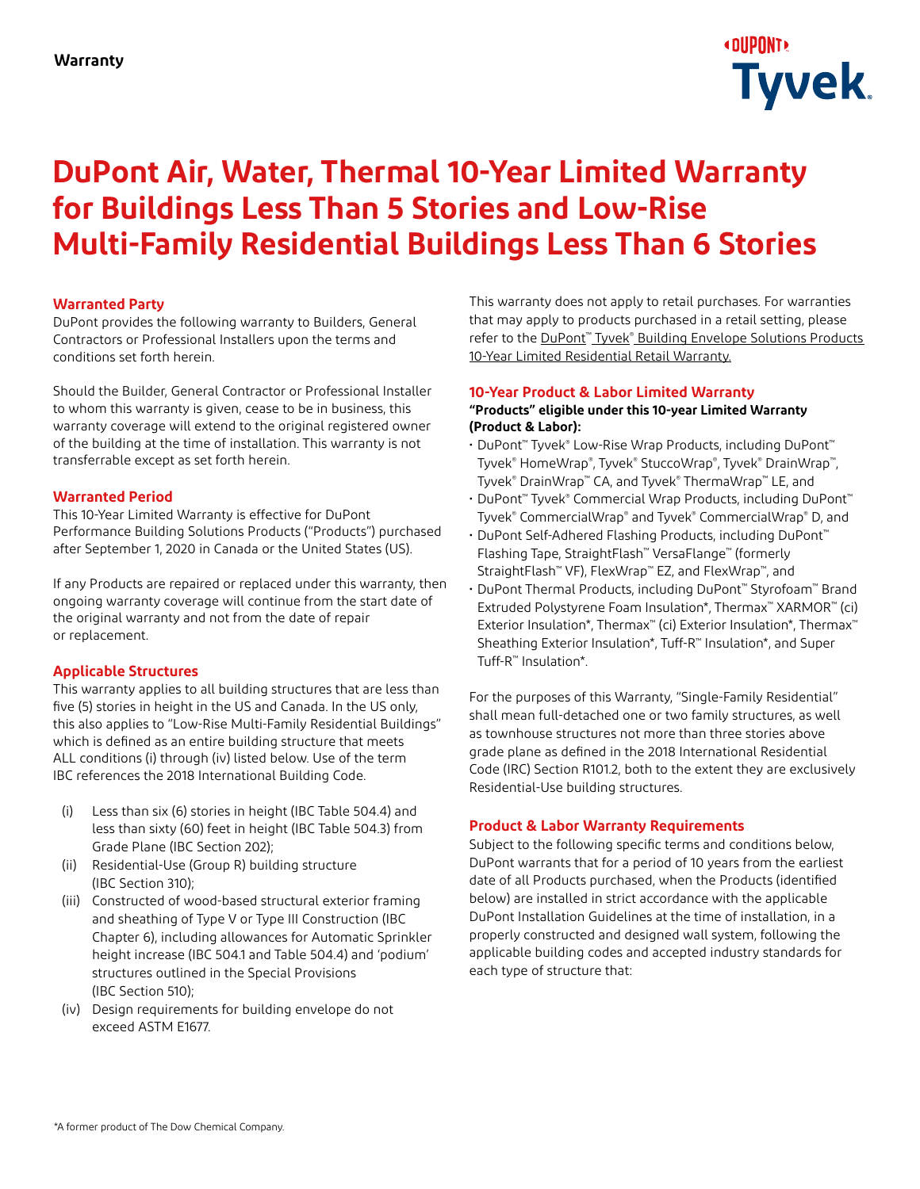Warranty

# DuPont Air, Water, Thermal 10-Year Limited Warranty for Buildings Less Than 5 Stories and Low-Rise Multi-Family Residential Buildings Less Than 6 Stories

## Warranted Party

DuPont provides the following warranty to Builders, General Contractors or Professional Installers upon the terms and conditions set forth herein.

Should the Builder, General Contractor or Professional Installer to whom this warranty is given, cease to be in business, this warranty coverage will extend to the original registered owner of the building at the time of installation. This warranty is not transferrable except as set forth herein.

## Warranted Period

This 10-Year Limited Warranty is effective for DuPont Performance Building Solutions Products ("Products") purchased after September 1, 2020 in Canada or the United States (US).

If any Products are repaired or replaced under this warranty, then ongoing warranty coverage will continue from the start date of the original warranty and not from the date of repair or replacement.

## Applicable Structures

This warranty applies to all building structures that are less than five (5) stories in height in the US and Canada. In the US only, this also applies to "Low-Rise Multi-Family Residential Buildings" which is defined as an entire building structure that meets ALL conditions (i) through (iv) listed below. Use of the term IBC references the 2018 International Building Code.

(i) Less than six (6) stories in height (IBC Table 504.4) and less than sixty (60) feet in height (IBC Table 504.3) from Grade Plane (IBC Section 202);

(ii) Residential-Use (Group R) building structure (IBC Section 310);

(iii) Constructed of wood-based structural exterior framing and sheathing of Type V or Type III Construction (IBC Chapter 6), including allowances for Automatic Sprinkler height increase (IBC 504.1 and Table 504.4) and 'podium' structures outlined in the Special Provisions (IBC Section 510);

(iv) Design requirements for building envelope do not exceed ASTM E1677.

This warranty does not apply to retail purchases. For warranties that may apply to products purchased in a retail setting, please refer to the DuPont™ Tyvek® Building Envelope Solutions Products 10-Year Limited Residential Retail Warranty.

## 10-Year Product & Labor Limited Warranty

**"Products" eligible under this 10-year Limited Warranty (Product & Labor):**

- DuPont™ Tyvek® Low-Rise Wrap Products, including DuPont™ Tyvek® HomeWrap®, Tyvek® StuccoWrap®, Tyvek® DrainWrap™, Tyvek® DrainWrap™ CA, and Tyvek® ThermaWrap™ LE, and
- DuPont™ Tyvek® Commercial Wrap Products, including DuPont™ Tyvek® CommercialWrap® and Tyvek® CommercialWrap® D, and
- DuPont Self-Adhered Flashing Products, including DuPont™ Flashing Tape, StraightFlash™ VersaFlange™ (formerly StraightFlash™ VF), FlexWrap™ EZ, and FlexWrap™, and
- DuPont Thermal Products, including DuPont™ Styrofoam™ Brand Extruded Polystyrene Foam Insulation*, Thermax™ XARMOR™ (ci) Exterior Insulation*, Thermax™ (ci) Exterior Insulation*, Thermax™ Sheathing Exterior Insulation*, Tuff-R™ Insulation*, and Super Tuff-R™ Insulation*.

For the purposes of this Warranty, "Single-Family Residential" shall mean full-detached one or two family structures, as well as townhouse structures not more than three stories above grade plane as defined in the 2018 International Residential Code (IRC) Section R101.2, both to the extent they are exclusively Residential-Use building structures.

## Product & Labor Warranty Requirements

Subject to the following specific terms and conditions below, DuPont warrants that for a period of 10 years from the earliest date of all Products purchased, when the Products (identified below) are installed in strict accordance with the applicable DuPont Installation Guidelines at the time of installation, in a properly constructed and designed wall system, following the applicable building codes and accepted industry standards for each type of structure that:

*A former product of The Dow Chemical Company.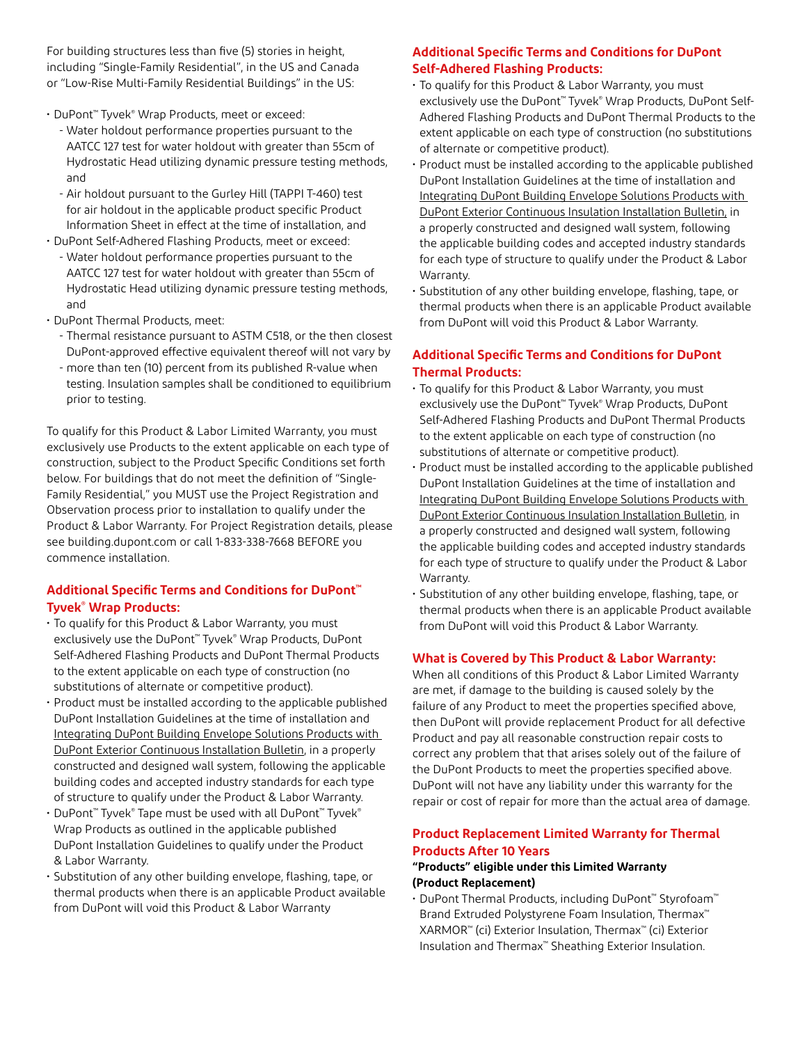For building structures less than five (5) stories in height, including "Single-Family Residential", in the US and Canada or "Low-Rise Multi-Family Residential Buildings" in the US:

- DuPont™ Tyvek® Wrap Products, meet or exceed:
  - Water holdout performance properties pursuant to the AATCC 127 test for water holdout with greater than 55cm of Hydrostatic Head utilizing dynamic pressure testing methods, and
  - Air holdout pursuant to the Gurley Hill (TAPPI T-460) test for air holdout in the applicable product specific Product Information Sheet in effect at the time of installation, and
- DuPont Self-Adhered Flashing Products, meet or exceed:
  - Water holdout performance properties pursuant to the AATCC 127 test for water holdout with greater than 55cm of Hydrostatic Head utilizing dynamic pressure testing methods, and
- DuPont Thermal Products, meet:
  - Thermal resistance pursuant to ASTM C518, or the then closest DuPont-approved effective equivalent thereof will not vary by
  - more than ten (10) percent from its published R-value when testing. Insulation samples shall be conditioned to equilibrium prior to testing.

To qualify for this Product & Labor Limited Warranty, you must exclusively use Products to the extent applicable on each type of construction, subject to the Product Specific Conditions set forth below. For buildings that do not meet the definition of "Single-Family Residential," you MUST use the Project Registration and Observation process prior to installation to qualify under the Product & Labor Warranty. For Project Registration details, please see building.dupont.com or call 1-833-338-7668 BEFORE you commence installation.

## Additional Specific Terms and Conditions for DuPont™ Tyvek® Wrap Products:

- To qualify for this Product & Labor Warranty, you must exclusively use the DuPont™ Tyvek® Wrap Products, DuPont Self-Adhered Flashing Products and DuPont Thermal Products to the extent applicable on each type of construction (no substitutions of alternate or competitive product).
- Product must be installed according to the applicable published DuPont Installation Guidelines at the time of installation and Integrating DuPont Building Envelope Solutions Products with DuPont Exterior Continuous Installation Bulletin, in a properly constructed and designed wall system, following the applicable building codes and accepted industry standards for each type of structure to qualify under the Product & Labor Warranty.
- DuPont™ Tyvek® Tape must be used with all DuPont™ Tyvek® Wrap Products as outlined in the applicable published DuPont Installation Guidelines to qualify under the Product & Labor Warranty.
- Substitution of any other building envelope, flashing, tape, or thermal products when there is an applicable Product available from DuPont will void this Product & Labor Warranty

## Additional Specific Terms and Conditions for DuPont Self-Adhered Flashing Products:

- To qualify for this Product & Labor Warranty, you must exclusively use the DuPont™ Tyvek® Wrap Products, DuPont Self-Adhered Flashing Products and DuPont Thermal Products to the extent applicable on each type of construction (no substitutions of alternate or competitive product).
- Product must be installed according to the applicable published DuPont Installation Guidelines at the time of installation and Integrating DuPont Building Envelope Solutions Products with DuPont Exterior Continuous Insulation Installation Bulletin, in a properly constructed and designed wall system, following the applicable building codes and accepted industry standards for each type of structure to qualify under the Product & Labor Warranty.
- Substitution of any other building envelope, flashing, tape, or thermal products when there is an applicable Product available from DuPont will void this Product & Labor Warranty.

## Additional Specific Terms and Conditions for DuPont Thermal Products:

- To qualify for this Product & Labor Warranty, you must exclusively use the DuPont™ Tyvek® Wrap Products, DuPont Self-Adhered Flashing Products and DuPont Thermal Products to the extent applicable on each type of construction (no substitutions of alternate or competitive product).
- Product must be installed according to the applicable published DuPont Installation Guidelines at the time of installation and Integrating DuPont Building Envelope Solutions Products with DuPont Exterior Continuous Insulation Installation Bulletin, in a properly constructed and designed wall system, following the applicable building codes and accepted industry standards for each type of structure to qualify under the Product & Labor Warranty.
- Substitution of any other building envelope, flashing, tape, or thermal products when there is an applicable Product available from DuPont will void this Product & Labor Warranty.

## What is Covered by This Product & Labor Warranty:

When all conditions of this Product & Labor Limited Warranty are met, if damage to the building is caused solely by the failure of any Product to meet the properties specified above, then DuPont will provide replacement Product for all defective Product and pay all reasonable construction repair costs to correct any problem that that arises solely out of the failure of the DuPont Products to meet the properties specified above. DuPont will not have any liability under this warranty for the repair or cost of repair for more than the actual area of damage.

## Product Replacement Limited Warranty for Thermal Products After 10 Years

**"Products" eligible under this Limited Warranty (Product Replacement)**

- DuPont Thermal Products, including DuPont™ Styrofoam™ Brand Extruded Polystyrene Foam Insulation, Thermax™ XARMOR™ (ci) Exterior Insulation, Thermax™ (ci) Exterior Insulation and Thermax™ Sheathing Exterior Insulation.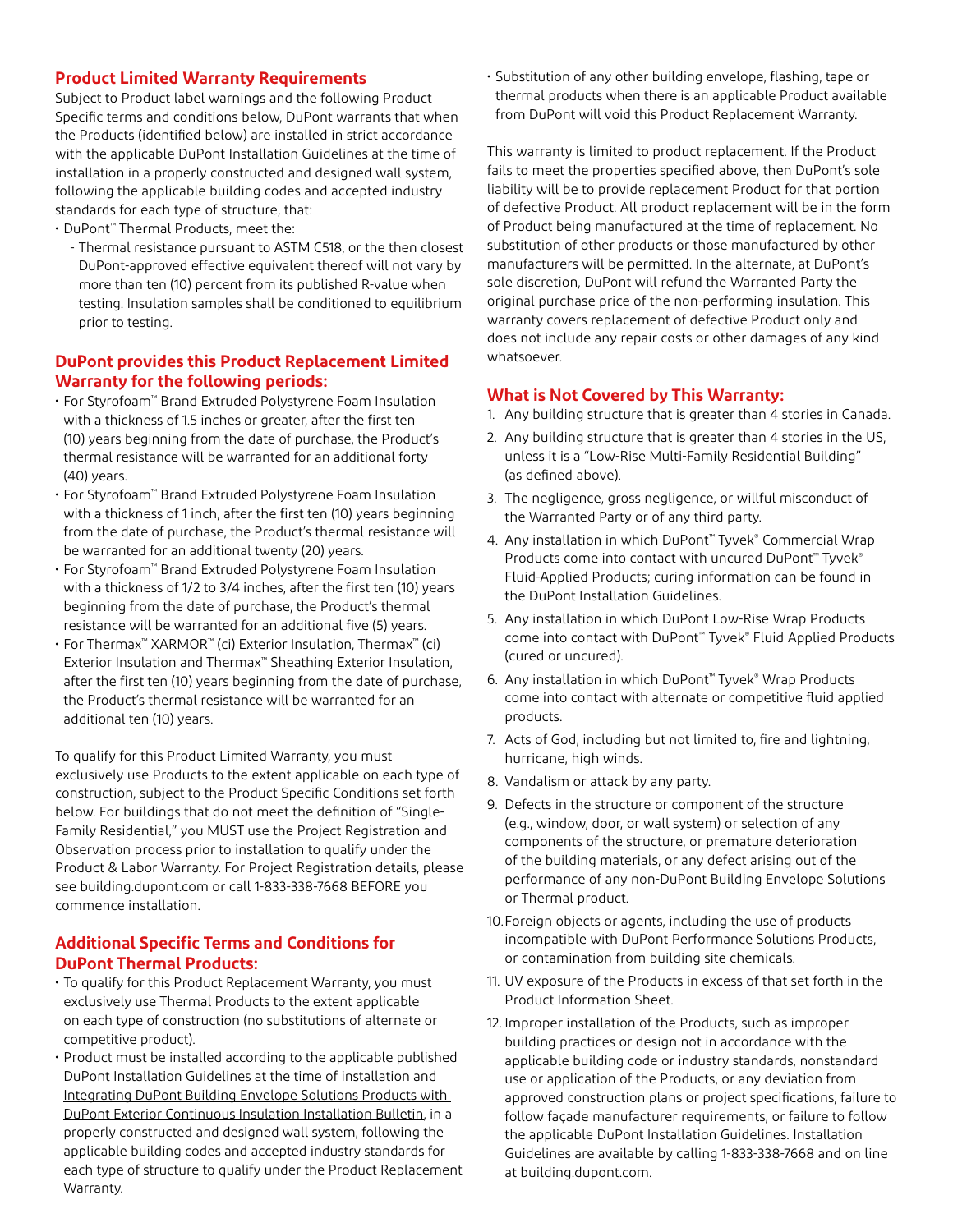## Product Limited Warranty Requirements

Subject to Product label warnings and the following Product Specific terms and conditions below, DuPont warrants that when the Products (identified below) are installed in strict accordance with the applicable DuPont Installation Guidelines at the time of installation in a properly constructed and designed wall system, following the applicable building codes and accepted industry standards for each type of structure, that:

- DuPont™ Thermal Products, meet the:
  - Thermal resistance pursuant to ASTM C518, or the then closest DuPont-approved effective equivalent thereof will not vary by more than ten (10) percent from its published R-value when testing. Insulation samples shall be conditioned to equilibrium prior to testing.

## DuPont provides this Product Replacement Limited Warranty for the following periods:

- For Styrofoam™ Brand Extruded Polystyrene Foam Insulation with a thickness of 1.5 inches or greater, after the first ten (10) years beginning from the date of purchase, the Product's thermal resistance will be warranted for an additional forty (40) years.
- For Styrofoam™ Brand Extruded Polystyrene Foam Insulation with a thickness of 1 inch, after the first ten (10) years beginning from the date of purchase, the Product's thermal resistance will be warranted for an additional twenty (20) years.
- For Styrofoam™ Brand Extruded Polystyrene Foam Insulation with a thickness of 1/2 to 3/4 inches, after the first ten (10) years beginning from the date of purchase, the Product's thermal resistance will be warranted for an additional five (5) years.
- For Thermax™ XARMOR™ (ci) Exterior Insulation, Thermax™ (ci) Exterior Insulation and Thermax™ Sheathing Exterior Insulation, after the first ten (10) years beginning from the date of purchase, the Product's thermal resistance will be warranted for an additional ten (10) years.

To qualify for this Product Limited Warranty, you must exclusively use Products to the extent applicable on each type of construction, subject to the Product Specific Conditions set forth below. For buildings that do not meet the definition of "Single-Family Residential," you MUST use the Project Registration and Observation process prior to installation to qualify under the Product & Labor Warranty. For Project Registration details, please see building.dupont.com or call 1-833-338-7668 BEFORE you commence installation.

## Additional Specific Terms and Conditions for DuPont Thermal Products:

- To qualify for this Product Replacement Warranty, you must exclusively use Thermal Products to the extent applicable on each type of construction (no substitutions of alternate or competitive product).
- Product must be installed according to the applicable published DuPont Installation Guidelines at the time of installation and Integrating DuPont Building Envelope Solutions Products with DuPont Exterior Continuous Insulation Installation Bulletin, in a properly constructed and designed wall system, following the applicable building codes and accepted industry standards for each type of structure to qualify under the Product Replacement Warranty.
- Substitution of any other building envelope, flashing, tape or thermal products when there is an applicable Product available from DuPont will void this Product Replacement Warranty.

This warranty is limited to product replacement. If the Product fails to meet the properties specified above, then DuPont's sole liability will be to provide replacement Product for that portion of defective Product. All product replacement will be in the form of Product being manufactured at the time of replacement. No substitution of other products or those manufactured by other manufacturers will be permitted. In the alternate, at DuPont's sole discretion, DuPont will refund the Warranted Party the original purchase price of the non-performing insulation. This warranty covers replacement of defective Product only and does not include any repair costs or other damages of any kind whatsoever.

## What is Not Covered by This Warranty:

1. Any building structure that is greater than 4 stories in Canada.
2. Any building structure that is greater than 4 stories in the US, unless it is a "Low-Rise Multi-Family Residential Building" (as defined above).
3. The negligence, gross negligence, or willful misconduct of the Warranted Party or of any third party.
4. Any installation in which DuPont™ Tyvek® Commercial Wrap Products come into contact with uncured DuPont™ Tyvek® Fluid-Applied Products; curing information can be found in the DuPont Installation Guidelines.
5. Any installation in which DuPont Low-Rise Wrap Products come into contact with DuPont™ Tyvek® Fluid Applied Products (cured or uncured).
6. Any installation in which DuPont™ Tyvek® Wrap Products come into contact with alternate or competitive fluid applied products.
7. Acts of God, including but not limited to, fire and lightning, hurricane, high winds.
8. Vandalism or attack by any party.
9. Defects in the structure or component of the structure (e.g., window, door, or wall system) or selection of any components of the structure, or premature deterioration of the building materials, or any defect arising out of the performance of any non-DuPont Building Envelope Solutions or Thermal product.
10. Foreign objects or agents, including the use of products incompatible with DuPont Performance Solutions Products, or contamination from building site chemicals.
11. UV exposure of the Products in excess of that set forth in the Product Information Sheet.
12. Improper installation of the Products, such as improper building practices or design not in accordance with the applicable building code or industry standards, nonstandard use or application of the Products, or any deviation from approved construction plans or project specifications, failure to follow façade manufacturer requirements, or failure to follow the applicable DuPont Installation Guidelines. Installation Guidelines are available by calling 1-833-338-7668 and on line at building.dupont.com.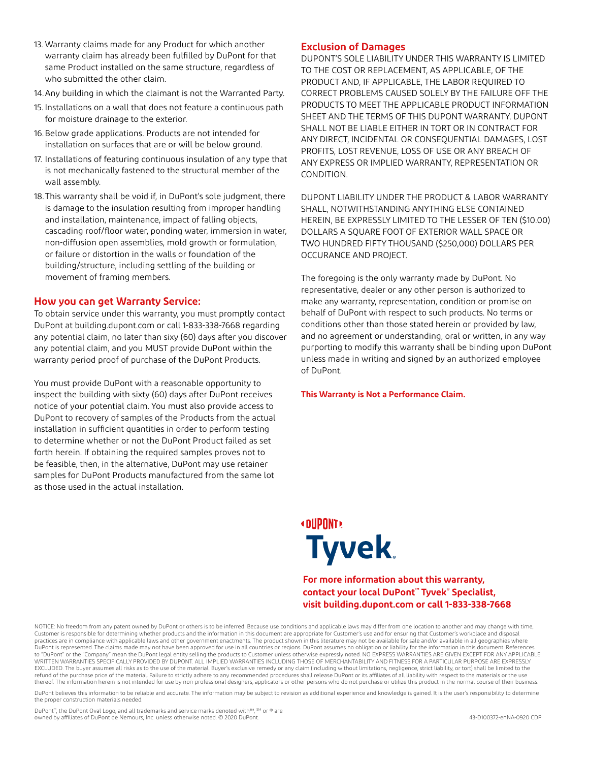13. Warranty claims made for any Product for which another warranty claim has already been fulfilled by DuPont for that same Product installed on the same structure, regardless of who submitted the other claim.
14. Any building in which the claimant is not the Warranted Party.
15. Installations on a wall that does not feature a continuous path for moisture drainage to the exterior.
16. Below grade applications. Products are not intended for installation on surfaces that are or will be below ground.
17. Installations of featuring continuous insulation of any type that is not mechanically fastened to the structural member of the wall assembly.
18. This warranty shall be void if, in DuPont's sole judgment, there is damage to the insulation resulting from improper handling and installation, maintenance, impact of falling objects, cascading roof/floor water, ponding water, immersion in water, non-diffusion open assemblies, mold growth or formulation, or failure or distortion in the walls or foundation of the building/structure, including settling of the building or movement of framing members.

## How you can get Warranty Service:

To obtain service under this warranty, you must promptly contact DuPont at building.dupont.com or call 1-833-338-7668 regarding any potential claim, no later than sixy (60) days after you discover any potential claim, and you MUST provide DuPont within the warranty period proof of purchase of the DuPont Products.

You must provide DuPont with a reasonable opportunity to inspect the building with sixty (60) days after DuPont receives notice of your potential claim. You must also provide access to DuPont to recovery of samples of the Products from the actual installation in sufficient quantities in order to perform testing to determine whether or not the DuPont Product failed as set forth herein. If obtaining the required samples proves not to be feasible, then, in the alternative, DuPont may use retainer samples for DuPont Products manufactured from the same lot as those used in the actual installation.

## Exclusion of Damages

DUPONT'S SOLE LIABILITY UNDER THIS WARRANTY IS LIMITED TO THE COST OR REPLACEMENT, AS APPLICABLE, OF THE PRODUCT AND, IF APPLICABLE, THE LABOR REQUIRED TO CORRECT PROBLEMS CAUSED SOLELY BY THE FAILURE OFF THE PRODUCTS TO MEET THE APPLICABLE PRODUCT INFORMATION SHEET AND THE TERMS OF THIS DUPONT WARRANTY. DUPONT SHALL NOT BE LIABLE EITHER IN TORT OR IN CONTRACT FOR ANY DIRECT, INCIDENTAL OR CONSEQUENTIAL DAMAGES, LOST PROFITS, LOST REVENUE, LOSS OF USE OR ANY BREACH OF ANY EXPRESS OR IMPLIED WARRANTY, REPRESENTATION OR CONDITION.

DUPONT LIABILITY UNDER THE PRODUCT & LABOR WARRANTY SHALL, NOTWITHSTANDING ANYTHING ELSE CONTAINED HEREIN, BE EXPRESSLY LIMITED TO THE LESSER OF TEN ($10.00) DOLLARS A SQUARE FOOT OF EXTERIOR WALL SPACE OR TWO HUNDRED FIFTY THOUSAND ($250,000) DOLLARS PER OCCURANCE AND PROJECT.

The foregoing is the only warranty made by DuPont. No representative, dealer or any other person is authorized to make any warranty, representation, condition or promise on behalf of DuPont with respect to such products. No terms or conditions other than those stated herein or provided by law, and no agreement or understanding, oral or written, in any way purporting to modify this warranty shall be binding upon DuPont unless made in writing and signed by an authorized employee of DuPont.

**This Warranty is Not a Performance Claim.**

DUPONT

Tyvek.

**For more information about this warranty, contact your local DuPont™ Tyvek® Specialist, visit building.dupont.com or call 1-833-338-7668**

NOTICE: No freedom from any patent owned by DuPont or others is to be inferred. Because use conditions and applicable laws may differ from one location to another and may change with time, Customer is responsible for determining whether products and the information in this document are appropriate for Customer's use and for ensuring that Customer's workplace and disposal practices are in compliance with applicable laws and other government enactments. The product shown in this literature may not be available for sale and/or available in all geographies where DuPont is represented. The claims made may not have been approved for use in all countries or regions. DuPont assumes no obligation or liability for the information in this document. References to "DuPont" or the "Company" mean the DuPont legal entity selling the products to Customer unless otherwise expressly noted. NO EXPRESS WARRANTIES ARE GIVEN EXCEPT FOR ANY APPLICABLE WRITTEN WARRANTIES SPECIFICALLY PROVIDED BY DUPONT. ALL IMPLIED WARRANTIES INCLUDING THOSE OF MERCHANTABILITY AND FITNESS FOR A PARTICULAR PURPOSE ARE EXPRESSLY EXCLUDED. The buyer assumes all risks as to the use of the material. Buyer's exclusive remedy or any claim (including without limitations, negligence, strict liability, or tort) shall be limited to the refund of the purchase price of the material. Failure to strictly adhere to any recommended procedures shall release DuPont or its affiliates of all liability with respect to the materials or the use thereof. The information herein is not intended for use by non-professional designers, applicators or other persons who do not purchase or utilize this product in the normal course of their business.

DuPont believes this information to be reliable and accurate. The information may be subject to revision as additional experience and knowledge is gained. It is the user's responsibility to determine the proper construction materials needed.

DuPont™, the DuPont Oval Logo, and all trademarks and service marks denoted with™, SM or ® are owned by affiliates of DuPont de Nemours, Inc. unless otherwise noted. © 2020 DuPont.

43-D100372-enNA-0920 CDP